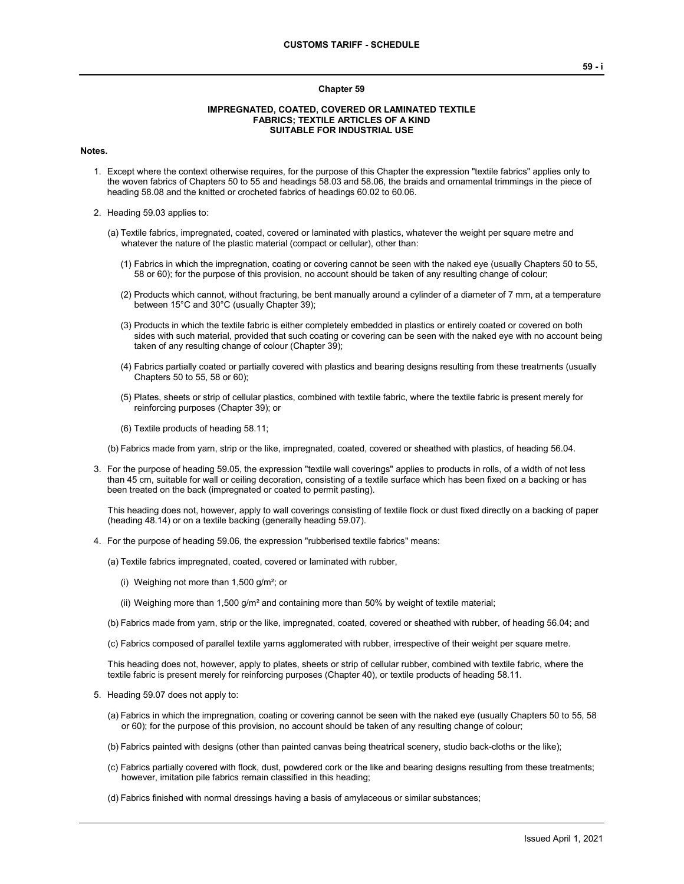# Chapter 59

## IMPREGNATED, COATED, COVERED OR LAMINATED TEXTILE FABRICS; TEXTILE ARTICLES OF A KIND SUITABLE FOR INDUSTRIAL USE

**Notes.**

1. Except where the context otherwise requires, for the purpose of this Chapter the expression "textile fabrics" applies only to the woven fabrics of Chapters 50 to 55 and headings 58.03 and 58.06, the braids and ornamental trimmings in the piece of heading 58.08 and the knitted or crocheted fabrics of headings 60.02 to 60.06.

2. Heading 59.03 applies to:

   (a) Textile fabrics, impregnated, coated, covered or laminated with plastics, whatever the weight per square metre and whatever the nature of the plastic material (compact or cellular), other than:

      (1) Fabrics in which the impregnation, coating or covering cannot be seen with the naked eye (usually Chapters 50 to 55, 58 or 60); for the purpose of this provision, no account should be taken of any resulting change of colour;

      (2) Products which cannot, without fracturing, be bent manually around a cylinder of a diameter of 7 mm, at a temperature between 15°C and 30°C (usually Chapter 39);

      (3) Products in which the textile fabric is either completely embedded in plastics or entirely coated or covered on both sides with such material, provided that such coating or covering can be seen with the naked eye with no account being taken of any resulting change of colour (Chapter 39);

      (4) Fabrics partially coated or partially covered with plastics and bearing designs resulting from these treatments (usually Chapters 50 to 55, 58 or 60);

      (5) Plates, sheets or strip of cellular plastics, combined with textile fabric, where the textile fabric is present merely for reinforcing purposes (Chapter 39); or

      (6) Textile products of heading 58.11;

   (b) Fabrics made from yarn, strip or the like, impregnated, coated, covered or sheathed with plastics, of heading 56.04.

3. For the purpose of heading 59.05, the expression "textile wall coverings" applies to products in rolls, of a width of not less than 45 cm, suitable for wall or ceiling decoration, consisting of a textile surface which has been fixed on a backing or has been treated on the back (impregnated or coated to permit pasting).

   This heading does not, however, apply to wall coverings consisting of textile flock or dust fixed directly on a backing of paper (heading 48.14) or on a textile backing (generally heading 59.07).

4. For the purpose of heading 59.06, the expression "rubberised textile fabrics" means:

   (a) Textile fabrics impregnated, coated, covered or laminated with rubber,

      (i) Weighing not more than 1,500 g/m²; or

      (ii) Weighing more than 1,500 g/m² and containing more than 50% by weight of textile material;

   (b) Fabrics made from yarn, strip or the like, impregnated, coated, covered or sheathed with rubber, of heading 56.04; and

   (c) Fabrics composed of parallel textile yarns agglomerated with rubber, irrespective of their weight per square metre.

   This heading does not, however, apply to plates, sheets or strip of cellular rubber, combined with textile fabric, where the textile fabric is present merely for reinforcing purposes (Chapter 40), or textile products of heading 58.11.

5. Heading 59.07 does not apply to:

   (a) Fabrics in which the impregnation, coating or covering cannot be seen with the naked eye (usually Chapters 50 to 55, 58 or 60); for the purpose of this provision, no account should be taken of any resulting change of colour;

   (b) Fabrics painted with designs (other than painted canvas being theatrical scenery, studio back-cloths or the like);

   (c) Fabrics partially covered with flock, dust, powdered cork or the like and bearing designs resulting from these treatments; however, imitation pile fabrics remain classified in this heading;

   (d) Fabrics finished with normal dressings having a basis of amylaceous or similar substances;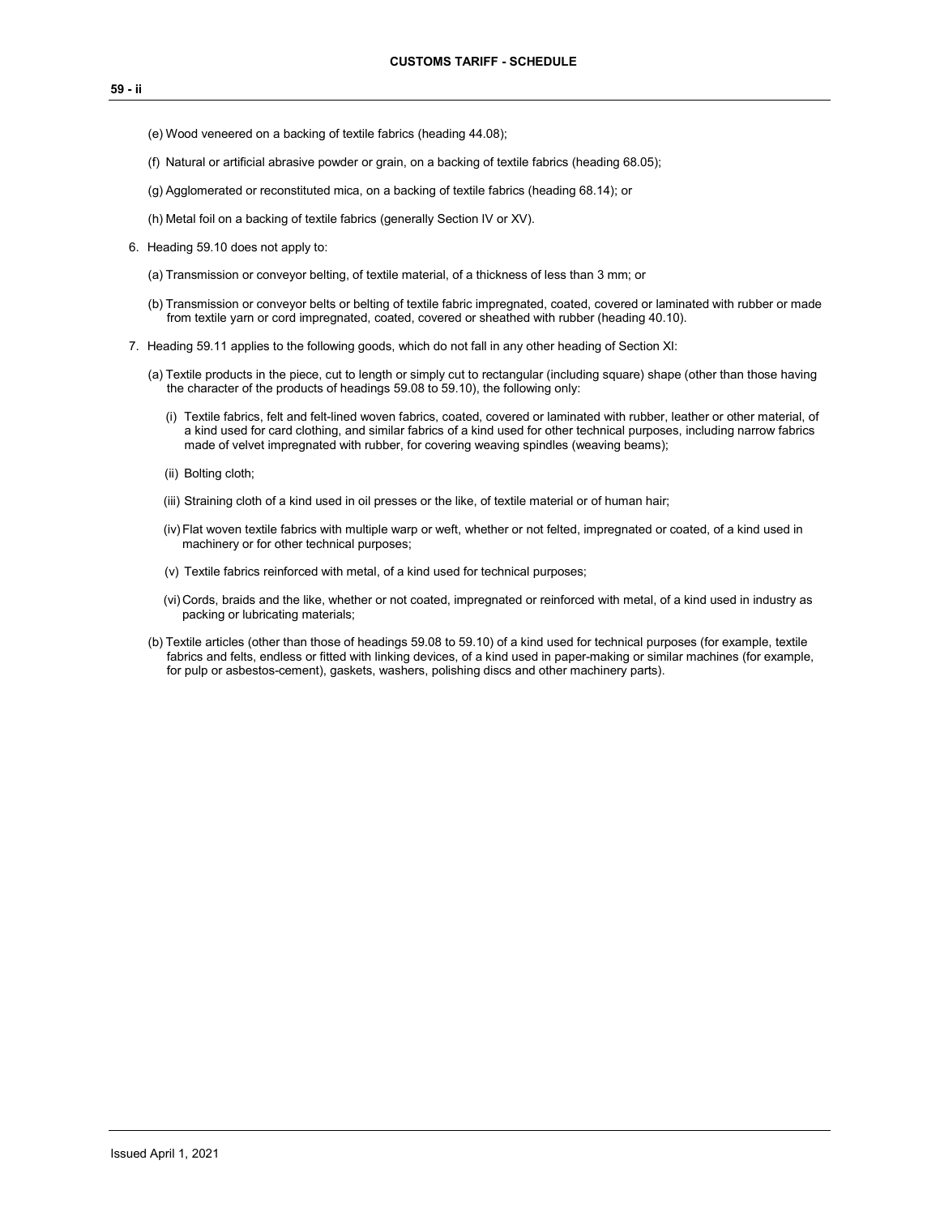(e) Wood veneered on a backing of textile fabrics (heading 44.08);

(f) Natural or artificial abrasive powder or grain, on a backing of textile fabrics (heading 68.05);

(g) Agglomerated or reconstituted mica, on a backing of textile fabrics (heading 68.14); or

(h) Metal foil on a backing of textile fabrics (generally Section IV or XV).

6. Heading 59.10 does not apply to:

   (a) Transmission or conveyor belting, of textile material, of a thickness of less than 3 mm; or

   (b) Transmission or conveyor belts or belting of textile fabric impregnated, coated, covered or laminated with rubber or made from textile yarn or cord impregnated, coated, covered or sheathed with rubber (heading 40.10).

7. Heading 59.11 applies to the following goods, which do not fall in any other heading of Section XI:

   (a) Textile products in the piece, cut to length or simply cut to rectangular (including square) shape (other than those having the character of the products of headings 59.08 to 59.10), the following only:

      (i) Textile fabrics, felt and felt-lined woven fabrics, coated, covered or laminated with rubber, leather or other material, of a kind used for card clothing, and similar fabrics of a kind used for other technical purposes, including narrow fabrics made of velvet impregnated with rubber, for covering weaving spindles (weaving beams);

      (ii) Bolting cloth;

      (iii) Straining cloth of a kind used in oil presses or the like, of textile material or of human hair;

      (iv) Flat woven textile fabrics with multiple warp or weft, whether or not felted, impregnated or coated, of a kind used in machinery or for other technical purposes;

      (v) Textile fabrics reinforced with metal, of a kind used for technical purposes;

      (vi) Cords, braids and the like, whether or not coated, impregnated or reinforced with metal, of a kind used in industry as packing or lubricating materials;

   (b) Textile articles (other than those of headings 59.08 to 59.10) of a kind used for technical purposes (for example, textile fabrics and felts, endless or fitted with linking devices, of a kind used in paper-making or similar machines (for example, for pulp or asbestos-cement), gaskets, washers, polishing discs and other machinery parts).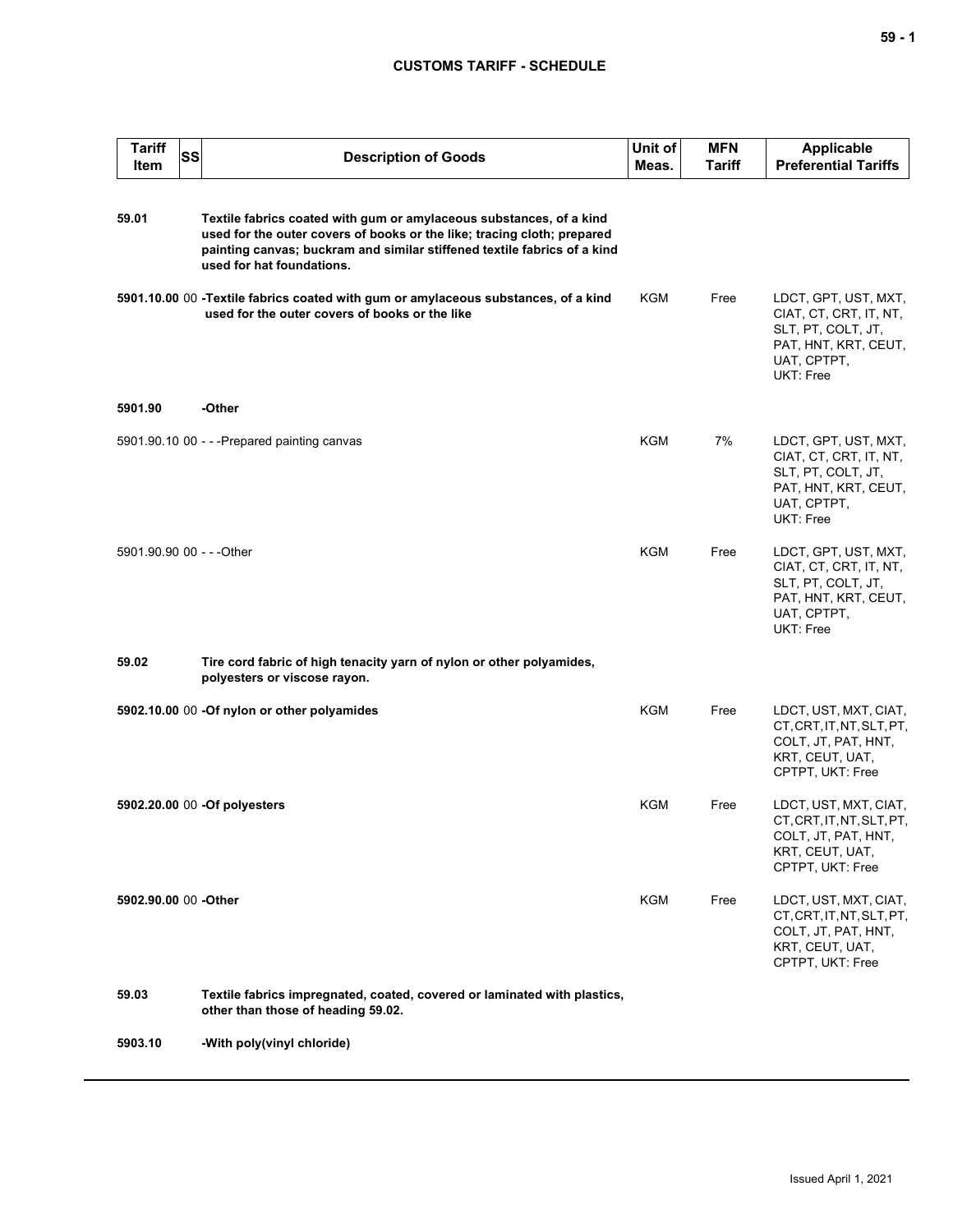| Tariff Item | SS | Description of Goods | Unit of Meas. | MFN Tariff | Applicable Preferential Tariffs |
|---|---|---|---|---|---|
| **59.01** | | **Textile fabrics coated with gum or amylaceous substances, of a kind used for the outer covers of books or the like; tracing cloth; prepared painting canvas; buckram and similar stiffened textile fabrics of a kind used for hat foundations.** | | | |
| **5901.10.00** | 00 | **-Textile fabrics coated with gum or amylaceous substances, of a kind used for the outer covers of books or the like** | KGM | Free | LDCT, GPT, UST, MXT, CIAT, CT, CRT, IT, NT, SLT, PT, COLT, JT, PAT, HNT, KRT, CEUT, UAT, CPTPT, UKT: Free |
| **5901.90** | | **-Other** | | | |
| 5901.90.10 | 00 | - - -Prepared painting canvas | KGM | 7% | LDCT, GPT, UST, MXT, CIAT, CT, CRT, IT, NT, SLT, PT, COLT, JT, PAT, HNT, KRT, CEUT, UAT, CPTPT, UKT: Free |
| 5901.90.90 | 00 | - - -Other | KGM | Free | LDCT, GPT, UST, MXT, CIAT, CT, CRT, IT, NT, SLT, PT, COLT, JT, PAT, HNT, KRT, CEUT, UAT, CPTPT, UKT: Free |
| **59.02** | | **Tire cord fabric of high tenacity yarn of nylon or other polyamides, polyesters or viscose rayon.** | | | |
| **5902.10.00** | 00 | **-Of nylon or other polyamides** | KGM | Free | LDCT, UST, MXT, CIAT, CT, CRT, IT, NT, SLT, PT, COLT, JT, PAT, HNT, KRT, CEUT, UAT, CPTPT, UKT: Free |
| **5902.20.00** | 00 | **-Of polyesters** | KGM | Free | LDCT, UST, MXT, CIAT, CT, CRT, IT, NT, SLT, PT, COLT, JT, PAT, HNT, KRT, CEUT, UAT, CPTPT, UKT: Free |
| **5902.90.00** | 00 | **-Other** | KGM | Free | LDCT, UST, MXT, CIAT, CT, CRT, IT, NT, SLT, PT, COLT, JT, PAT, HNT, KRT, CEUT, UAT, CPTPT, UKT: Free |
| **59.03** | | **Textile fabrics impregnated, coated, covered or laminated with plastics, other than those of heading 59.02.** | | | |
| **5903.10** | | **-With poly(vinyl chloride)** | | | |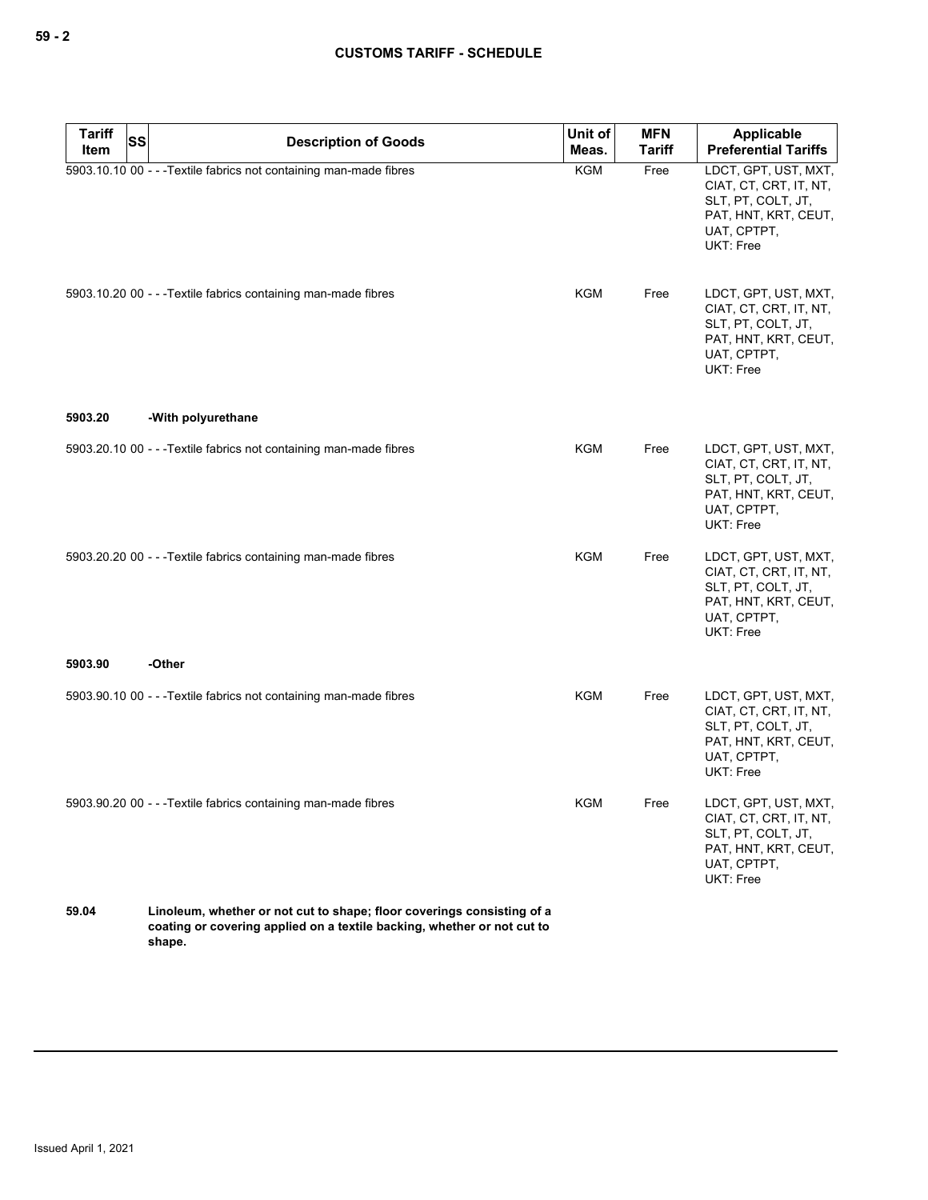| Tariff Item | SS | Description of Goods | Unit of Meas. | MFN Tariff | Applicable Preferential Tariffs |
|---|---|---|---|---|---|
| 5903.10.10 | 00 | - - -Textile fabrics not containing man-made fibres | KGM | Free | LDCT, GPT, UST, MXT, CIAT, CT, CRT, IT, NT, SLT, PT, COLT, JT, PAT, HNT, KRT, CEUT, UAT, CPTPT, UKT: Free |
| 5903.10.20 | 00 | - - -Textile fabrics containing man-made fibres | KGM | Free | LDCT, GPT, UST, MXT, CIAT, CT, CRT, IT, NT, SLT, PT, COLT, JT, PAT, HNT, KRT, CEUT, UAT, CPTPT, UKT: Free |
| **5903.20** | | **-With polyurethane** | | | |
| 5903.20.10 | 00 | - - -Textile fabrics not containing man-made fibres | KGM | Free | LDCT, GPT, UST, MXT, CIAT, CT, CRT, IT, NT, SLT, PT, COLT, JT, PAT, HNT, KRT, CEUT, UAT, CPTPT, UKT: Free |
| 5903.20.20 | 00 | - - -Textile fabrics containing man-made fibres | KGM | Free | LDCT, GPT, UST, MXT, CIAT, CT, CRT, IT, NT, SLT, PT, COLT, JT, PAT, HNT, KRT, CEUT, UAT, CPTPT, UKT: Free |
| **5903.90** | | **-Other** | | | |
| 5903.90.10 | 00 | - - -Textile fabrics not containing man-made fibres | KGM | Free | LDCT, GPT, UST, MXT, CIAT, CT, CRT, IT, NT, SLT, PT, COLT, JT, PAT, HNT, KRT, CEUT, UAT, CPTPT, UKT: Free |
| 5903.90.20 | 00 | - - -Textile fabrics containing man-made fibres | KGM | Free | LDCT, GPT, UST, MXT, CIAT, CT, CRT, IT, NT, SLT, PT, COLT, JT, PAT, HNT, KRT, CEUT, UAT, CPTPT, UKT: Free |
| **59.04** | | **Linoleum, whether or not cut to shape; floor coverings consisting of a coating or covering applied on a textile backing, whether or not cut to shape.** | | | |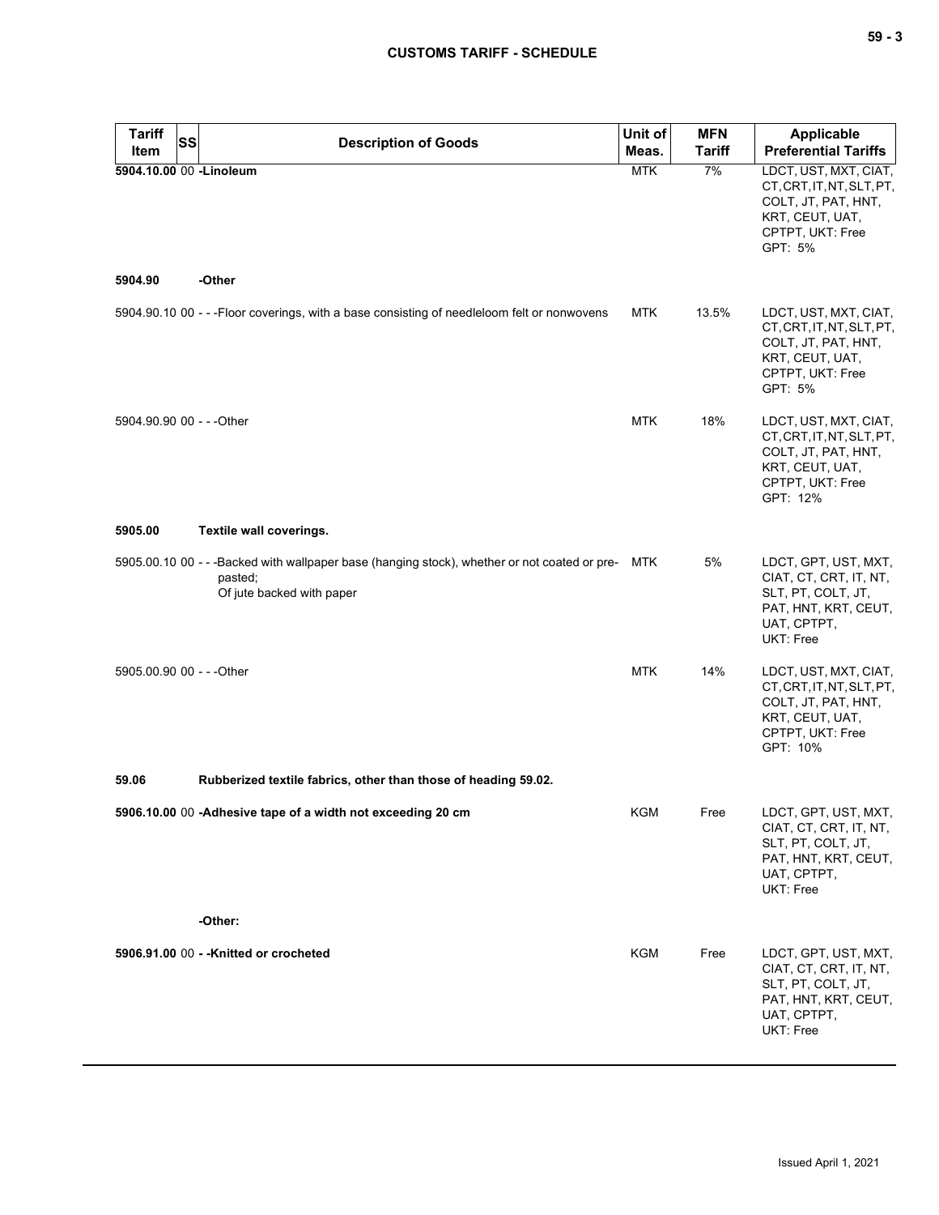| Tariff Item | SS | Description of Goods | Unit of Meas. | MFN Tariff | Applicable Preferential Tariffs |
|---|---|---|---|---|---|
| **5904.10.00** | 00 | **-Linoleum** | MTK | 7% | LDCT, UST, MXT, CIAT, CT, CRT, IT, NT, SLT, PT, COLT, JT, PAT, HNT, KRT, CEUT, UAT, CPTPT, UKT: Free GPT: 5% |
| **5904.90** | | **-Other** | | | |
| 5904.90.10 | 00 | - - -Floor coverings, with a base consisting of needleloom felt or nonwovens | MTK | 13.5% | LDCT, UST, MXT, CIAT, CT, CRT, IT, NT, SLT, PT, COLT, JT, PAT, HNT, KRT, CEUT, UAT, CPTPT, UKT: Free GPT: 5% |
| 5904.90.90 | 00 | - - -Other | MTK | 18% | LDCT, UST, MXT, CIAT, CT, CRT, IT, NT, SLT, PT, COLT, JT, PAT, HNT, KRT, CEUT, UAT, CPTPT, UKT: Free GPT: 12% |
| **5905.00** | | **Textile wall coverings.** | | | |
| 5905.00.10 | 00 | - - -Backed with wallpaper base (hanging stock), whether or not coated or pre-pasted; Of jute backed with paper | MTK | 5% | LDCT, GPT, UST, MXT, CIAT, CT, CRT, IT, NT, SLT, PT, COLT, JT, PAT, HNT, KRT, CEUT, UAT, CPTPT, UKT: Free |
| 5905.00.90 | 00 | - - -Other | MTK | 14% | LDCT, UST, MXT, CIAT, CT, CRT, IT, NT, SLT, PT, COLT, JT, PAT, HNT, KRT, CEUT, UAT, CPTPT, UKT: Free GPT: 10% |
| **59.06** | | **Rubberized textile fabrics, other than those of heading 59.02.** | | | |
| **5906.10.00** | 00 | **-Adhesive tape of a width not exceeding 20 cm** | KGM | Free | LDCT, GPT, UST, MXT, CIAT, CT, CRT, IT, NT, SLT, PT, COLT, JT, PAT, HNT, KRT, CEUT, UAT, CPTPT, UKT: Free |
| | | **-Other:** | | | |
| **5906.91.00** | 00 | **- -Knitted or crocheted** | KGM | Free | LDCT, GPT, UST, MXT, CIAT, CT, CRT, IT, NT, SLT, PT, COLT, JT, PAT, HNT, KRT, CEUT, UAT, CPTPT, UKT: Free |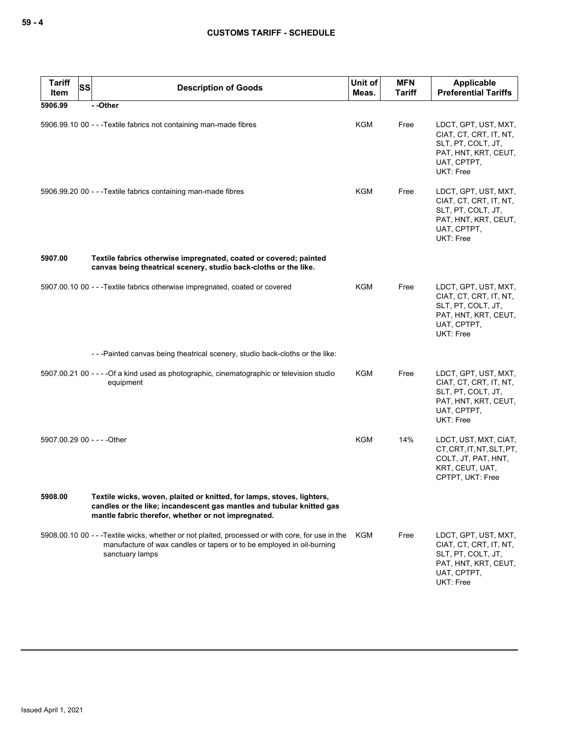| Tariff Item | SS | Description of Goods | Unit of Meas. | MFN Tariff | Applicable Preferential Tariffs |
|---|---|---|---|---|---|
| 5906.99 | | - -Other | | | |
| 5906.99.10 | 00 | - - -Textile fabrics not containing man-made fibres | KGM | Free | LDCT, GPT, UST, MXT, CIAT, CT, CRT, IT, NT, SLT, PT, COLT, JT, PAT, HNT, KRT, CEUT, UAT, CPTPT, UKT: Free |
| 5906.99.20 | 00 | - - -Textile fabrics containing man-made fibres | KGM | Free | LDCT, GPT, UST, MXT, CIAT, CT, CRT, IT, NT, SLT, PT, COLT, JT, PAT, HNT, KRT, CEUT, UAT, CPTPT, UKT: Free |
| 5907.00 | | **Textile fabrics otherwise impregnated, coated or covered; painted canvas being theatrical scenery, studio back-cloths or the like.** | | | |
| 5907.00.10 | 00 | - - -Textile fabrics otherwise impregnated, coated or covered | KGM | Free | LDCT, GPT, UST, MXT, CIAT, CT, CRT, IT, NT, SLT, PT, COLT, JT, PAT, HNT, KRT, CEUT, UAT, CPTPT, UKT: Free |
| | | - - -Painted canvas being theatrical scenery, studio back-cloths or the like: | | | |
| 5907.00.21 | 00 | - - - -Of a kind used as photographic, cinematographic or television studio equipment | KGM | Free | LDCT, GPT, UST, MXT, CIAT, CT, CRT, IT, NT, SLT, PT, COLT, JT, PAT, HNT, KRT, CEUT, UAT, CPTPT, UKT: Free |
| 5907.00.29 | 00 | - - - -Other | KGM | 14% | LDCT, UST, MXT, CIAT, CT, CRT, IT, NT, SLT, PT, COLT, JT, PAT, HNT, KRT, CEUT, UAT, CPTPT, UKT: Free |
| 5908.00 | | **Textile wicks, woven, plaited or knitted, for lamps, stoves, lighters, candles or the like; incandescent gas mantles and tubular knitted gas mantle fabric therefor, whether or not impregnated.** | | | |
| 5908.00.10 | 00 | - - -Textile wicks, whether or not plaited, processed or with core, for use in the manufacture of wax candles or tapers or to be employed in oil-burning sanctuary lamps | KGM | Free | LDCT, GPT, UST, MXT, CIAT, CT, CRT, IT, NT, SLT, PT, COLT, JT, PAT, HNT, KRT, CEUT, UAT, CPTPT, UKT: Free |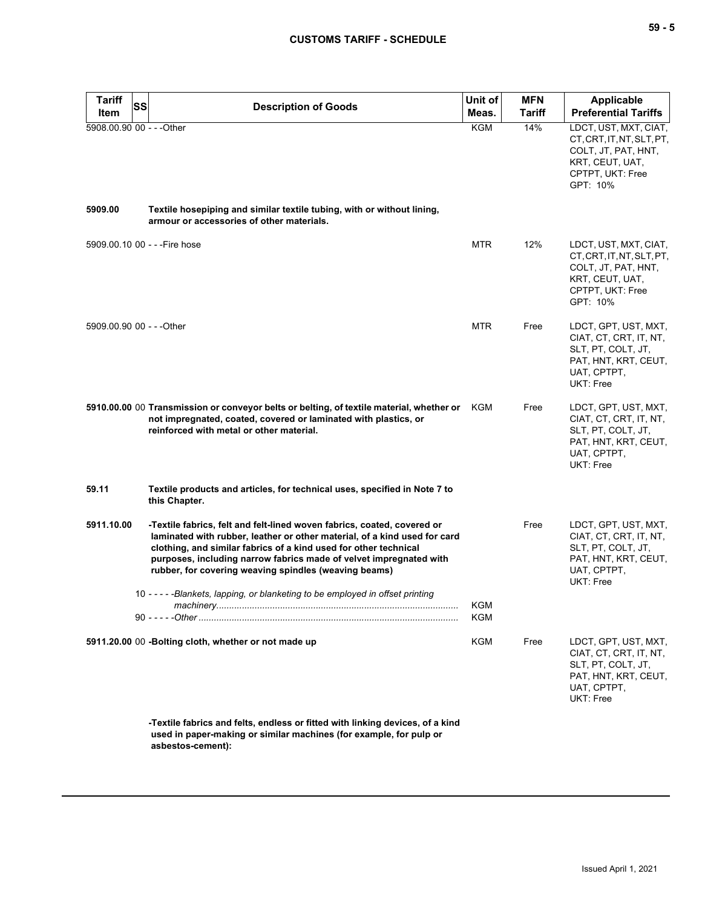| Tariff Item | SS | Description of Goods | Unit of Meas. | MFN Tariff | Applicable Preferential Tariffs |
|---|---|---|---|---|---|
| 5908.00.90 | 00 | - - -Other | KGM | 14% | LDCT, UST, MXT, CIAT, CT, CRT, IT, NT, SLT, PT, COLT, JT, PAT, HNT, KRT, CEUT, UAT, CPTPT, UKT: Free<br>GPT: 10% |
| 5909.00 | | **Textile hosepiping and similar textile tubing, with or without lining, armour or accessories of other materials.** | | | |
| 5909.00.10 | 00 | - - -Fire hose | MTR | 12% | LDCT, UST, MXT, CIAT, CT, CRT, IT, NT, SLT, PT, COLT, JT, PAT, HNT, KRT, CEUT, UAT, CPTPT, UKT: Free<br>GPT: 10% |
| 5909.00.90 | 00 | - - -Other | MTR | Free | LDCT, GPT, UST, MXT, CIAT, CT, CRT, IT, NT, SLT, PT, COLT, JT, PAT, HNT, KRT, CEUT, UAT, CPTPT, UKT: Free |
| 5910.00.00 | 00 | **Transmission or conveyor belts or belting, of textile material, whether or not impregnated, coated, covered or laminated with plastics, or reinforced with metal or other material.** | KGM | Free | LDCT, GPT, UST, MXT, CIAT, CT, CRT, IT, NT, SLT, PT, COLT, JT, PAT, HNT, KRT, CEUT, UAT, CPTPT, UKT: Free |
| 59.11 | | **Textile products and articles, for technical uses, specified in Note 7 to this Chapter.** | | | |
| 5911.10.00 | | **-Textile fabrics, felt and felt-lined woven fabrics, coated, covered or laminated with rubber, leather or other material, of a kind used for card clothing, and similar fabrics of a kind used for other technical purposes, including narrow fabrics made of velvet impregnated with rubber, for covering weaving spindles (weaving beams)** | | Free | LDCT, GPT, UST, MXT, CIAT, CT, CRT, IT, NT, SLT, PT, COLT, JT, PAT, HNT, KRT, CEUT, UAT, CPTPT, UKT: Free |
| | 10 | - - - - -*Blankets, lapping, or blanketing to be employed in offset printing machinery* | KGM | | |
| | 90 | - - - - -*Other* | KGM | | |
| 5911.20.00 | 00 | **-Bolting cloth, whether or not made up** | KGM | Free | LDCT, GPT, UST, MXT, CIAT, CT, CRT, IT, NT, SLT, PT, COLT, JT, PAT, HNT, KRT, CEUT, UAT, CPTPT, UKT: Free |
| | | **-Textile fabrics and felts, endless or fitted with linking devices, of a kind used in paper-making or similar machines (for example, for pulp or asbestos-cement):** | | | |

Issued April 1, 2021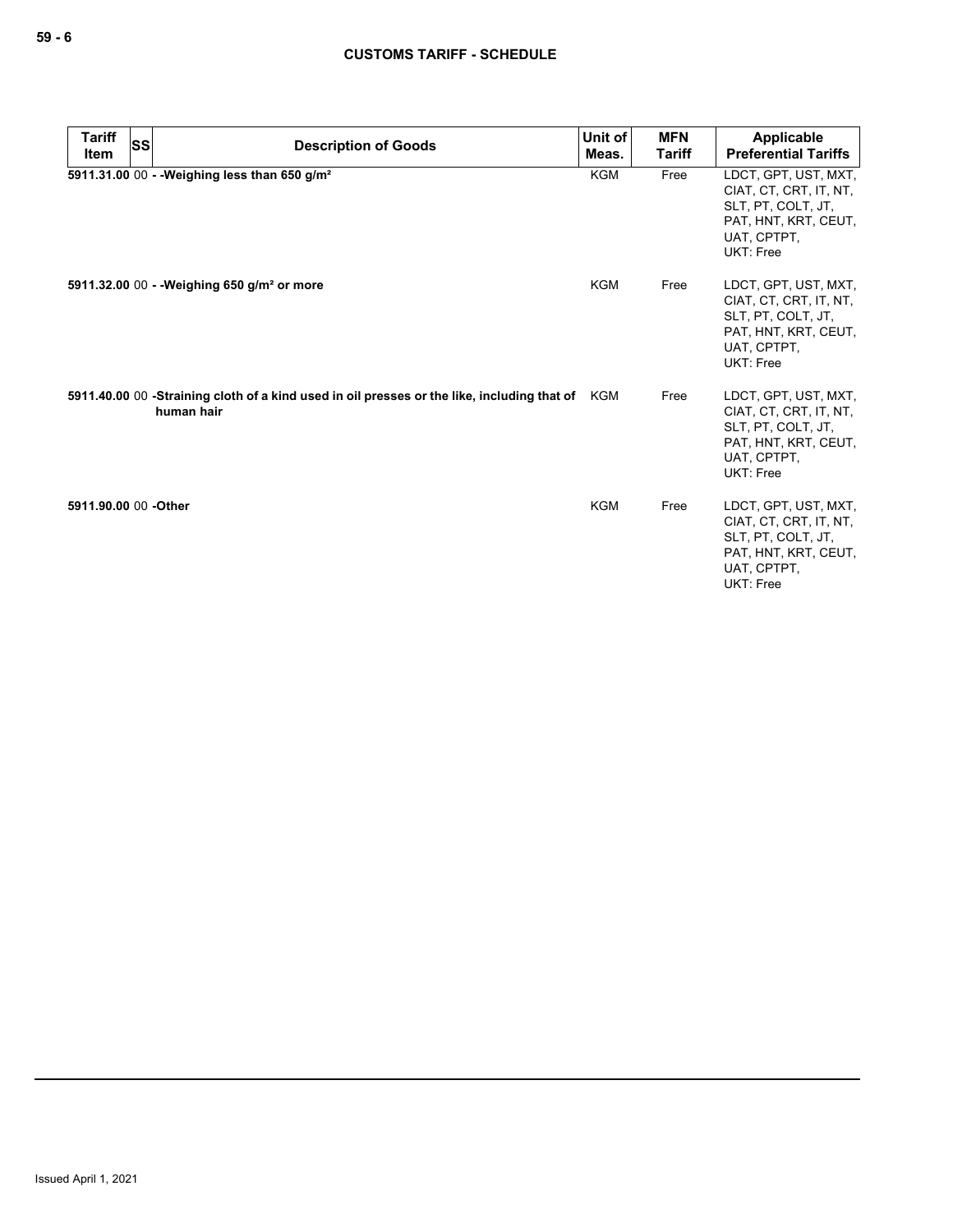| Tariff Item | SS | Description of Goods | Unit of Meas. | MFN Tariff | Applicable Preferential Tariffs |
|---|---|---|---|---|---|
| **5911.31.00** | 00 | **- -Weighing less than 650 g/m²** | KGM | Free | LDCT, GPT, UST, MXT, CIAT, CT, CRT, IT, NT, SLT, PT, COLT, JT, PAT, HNT, KRT, CEUT, UAT, CPTPT, UKT: Free |
| **5911.32.00** | 00 | **- -Weighing 650 g/m² or more** | KGM | Free | LDCT, GPT, UST, MXT, CIAT, CT, CRT, IT, NT, SLT, PT, COLT, JT, PAT, HNT, KRT, CEUT, UAT, CPTPT, UKT: Free |
| **5911.40.00** | 00 | **-Straining cloth of a kind used in oil presses or the like, including that of human hair** | KGM | Free | LDCT, GPT, UST, MXT, CIAT, CT, CRT, IT, NT, SLT, PT, COLT, JT, PAT, HNT, KRT, CEUT, UAT, CPTPT, UKT: Free |
| **5911.90.00** | 00 | **-Other** | KGM | Free | LDCT, GPT, UST, MXT, CIAT, CT, CRT, IT, NT, SLT, PT, COLT, JT, PAT, HNT, KRT, CEUT, UAT, CPTPT, UKT: Free |